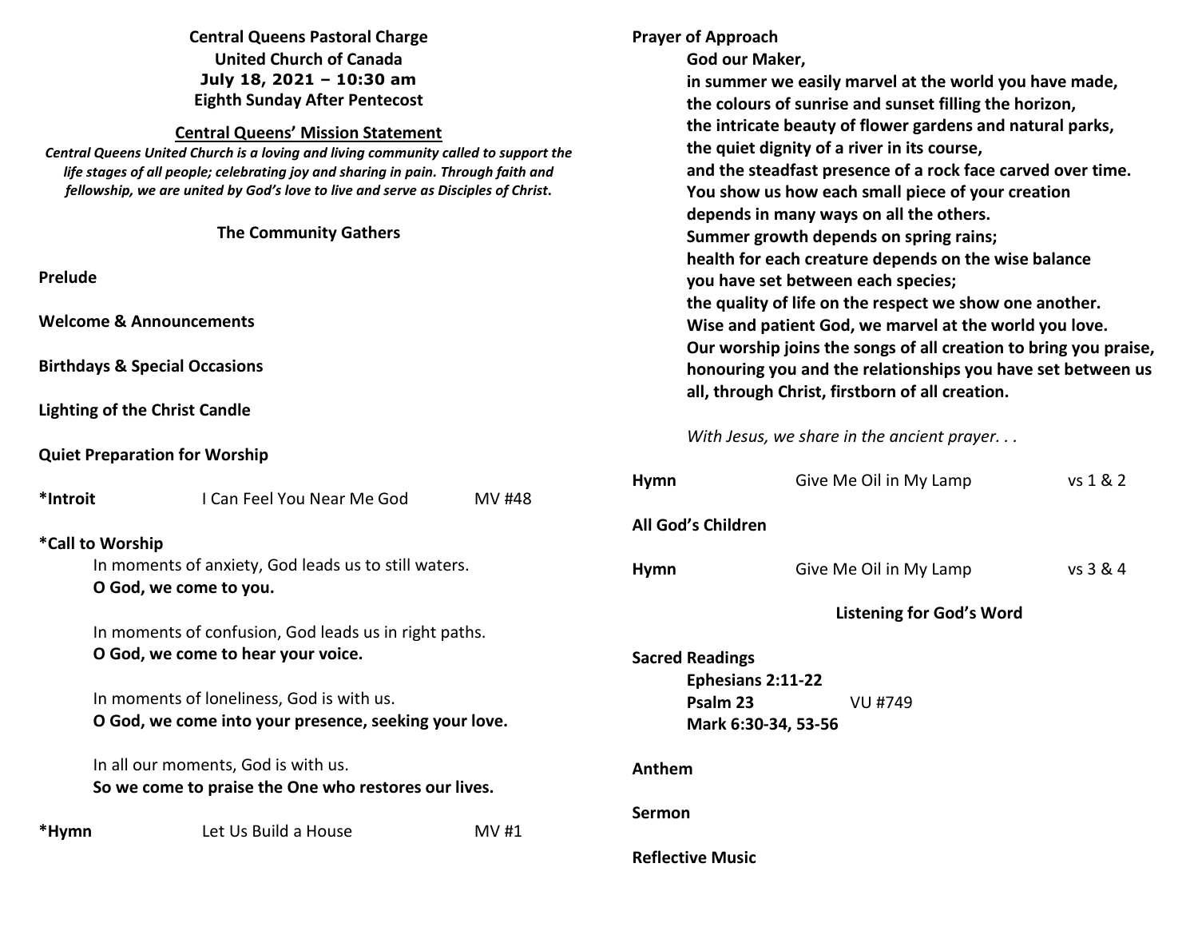**Central Queens Pastoral Charge**
**United Church of Canada**
**July 18, 2021 – 10:30 am**
**Eighth Sunday After Pentecost**

## Central Queens' Mission Statement

***Central Queens United Church is a loving and living community called to support the life stages of all people; celebrating joy and sharing in pain. Through faith and fellowship, we are united by God's love to live and serve as Disciples of Christ.***

### The Community Gathers

**Prelude**

**Welcome & Announcements**

**Birthdays & Special Occasions**

**Lighting of the Christ Candle**

**Quiet Preparation for Worship**

**\*Introit** I Can Feel You Near Me God MV #48

**\*Call to Worship**

In moments of anxiety, God leads us to still waters.
**O God, we come to you.**

In moments of confusion, God leads us in right paths.
**O God, we come to hear your voice.**

In moments of loneliness, God is with us.
**O God, we come into your presence, seeking your love.**

In all our moments, God is with us.
**So we come to praise the One who restores our lives.**

**\*Hymn** Let Us Build a House MV #1

**Prayer of Approach**

**God our Maker,**
**in summer we easily marvel at the world you have made,**
**the colours of sunrise and sunset filling the horizon,**
**the intricate beauty of flower gardens and natural parks,**
**the quiet dignity of a river in its course,**
**and the steadfast presence of a rock face carved over time.**
**You show us how each small piece of your creation**
**depends in many ways on all the others.**
**Summer growth depends on spring rains;**
**health for each creature depends on the wise balance**
**you have set between each species;**
**the quality of life on the respect we show one another.**
**Wise and patient God, we marvel at the world you love.**
**Our worship joins the songs of all creation to bring you praise,**
**honouring you and the relationships you have set between us**
**all, through Christ, firstborn of all creation.**

*With Jesus, we share in the ancient prayer. . .*

**Hymn** Give Me Oil in My Lamp vs 1 & 2

**All God's Children**

**Hymn** Give Me Oil in My Lamp vs 3 & 4

### Listening for God's Word

**Sacred Readings**

**Ephesians 2:11-22**
**Psalm 23** VU #749
**Mark 6:30-34, 53-56**

**Anthem**

**Sermon**

**Reflective Music**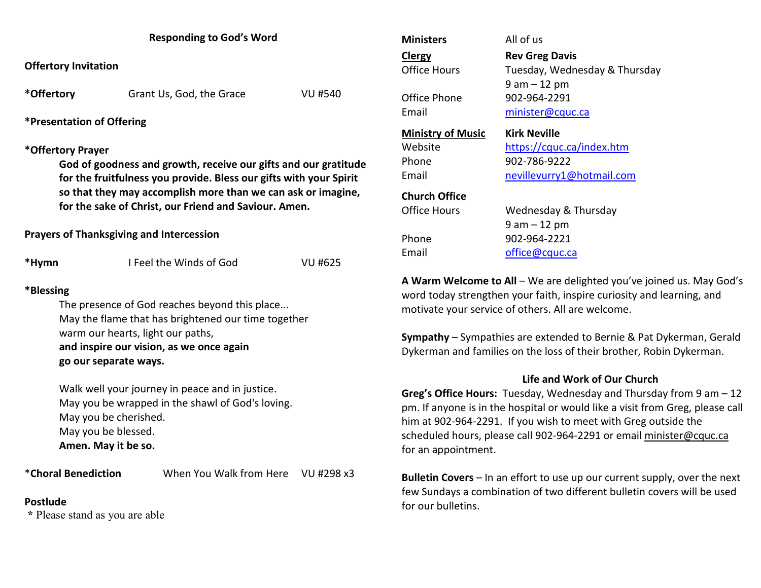## Responding to God's Word

**Offertory Invitation**

**\*Offertory** Grant Us, God, the Grace VU #540

**\*Presentation of Offering**

**\*Offertory Prayer**

**God of goodness and growth, receive our gifts and our gratitude for the fruitfulness you provide. Bless our gifts with your Spirit so that they may accomplish more than we can ask or imagine, for the sake of Christ, our Friend and Saviour. Amen.**

**Prayers of Thanksgiving and Intercession**

**\*Hymn** I Feel the Winds of God VU #625

**\*Blessing**

The presence of God reaches beyond this place...
May the flame that has brightened our time together
warm our hearts, light our paths,
**and inspire our vision, as we once again**
**go our separate ways.**

Walk well your journey in peace and in justice.
May you be wrapped in the shawl of God's loving.
May you be cherished.
May you be blessed.
**Amen. May it be so.**

\***Choral Benediction** When You Walk from Here VU #298 x3

**Postlude**

\* Please stand as you are able

| | |
|---|---|
| **Ministers** | All of us |
| **Clergy** | **Rev Greg Davis** |
| Office Hours | Tuesday, Wednesday & Thursday 9 am – 12 pm |
| Office Phone | 902-964-2291 |
| Email | minister@cquc.ca |
| **Ministry of Music** | **Kirk Neville** |
| Website | https://cquc.ca/index.htm |
| Phone | 902-786-9222 |
| Email | nevillevurry1@hotmail.com |
| **Church Office** | |
| Office Hours | Wednesday & Thursday 9 am – 12 pm |
| Phone | 902-964-2221 |
| Email | office@cquc.ca |

**A Warm Welcome to All** – We are delighted you've joined us. May God's word today strengthen your faith, inspire curiosity and learning, and motivate your service of others. All are welcome.

**Sympathy** – Sympathies are extended to Bernie & Pat Dykerman, Gerald Dykerman and families on the loss of their brother, Robin Dykerman.

### Life and Work of Our Church

**Greg's Office Hours:** Tuesday, Wednesday and Thursday from 9 am – 12 pm. If anyone is in the hospital or would like a visit from Greg, please call him at 902-964-2291. If you wish to meet with Greg outside the scheduled hours, please call 902-964-2291 or email minister@cquc.ca for an appointment.

**Bulletin Covers** – In an effort to use up our current supply, over the next few Sundays a combination of two different bulletin covers will be used for our bulletins.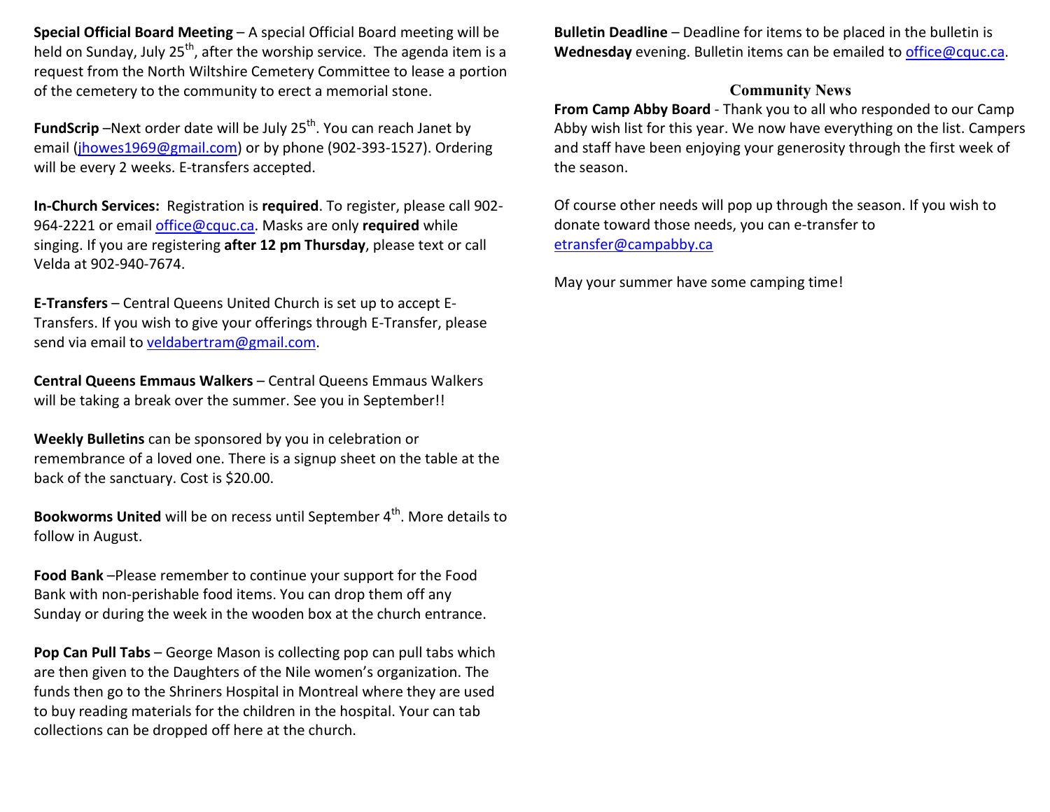**Special Official Board Meeting** – A special Official Board meeting will be held on Sunday, July 25th, after the worship service. The agenda item is a request from the North Wiltshire Cemetery Committee to lease a portion of the cemetery to the community to erect a memorial stone.

**FundScrip** –Next order date will be July 25th. You can reach Janet by email (jhowes1969@gmail.com) or by phone (902-393-1527). Ordering will be every 2 weeks. E-transfers accepted.

**In-Church Services:** Registration is **required**. To register, please call 902-964-2221 or email office@cquc.ca. Masks are only **required** while singing. If you are registering **after 12 pm Thursday**, please text or call Velda at 902-940-7674.

**E-Transfers** – Central Queens United Church is set up to accept E-Transfers. If you wish to give your offerings through E-Transfer, please send via email to veldabertram@gmail.com.

**Central Queens Emmaus Walkers** – Central Queens Emmaus Walkers will be taking a break over the summer. See you in September!!

**Weekly Bulletins** can be sponsored by you in celebration or remembrance of a loved one. There is a signup sheet on the table at the back of the sanctuary. Cost is $20.00.

**Bookworms United** will be on recess until September 4th. More details to follow in August.

**Food Bank** –Please remember to continue your support for the Food Bank with non-perishable food items. You can drop them off any Sunday or during the week in the wooden box at the church entrance.

**Pop Can Pull Tabs** – George Mason is collecting pop can pull tabs which are then given to the Daughters of the Nile women's organization. The funds then go to the Shriners Hospital in Montreal where they are used to buy reading materials for the children in the hospital. Your can tab collections can be dropped off here at the church.

**Bulletin Deadline** – Deadline for items to be placed in the bulletin is **Wednesday** evening. Bulletin items can be emailed to office@cquc.ca.

## Community News

**From Camp Abby Board** - Thank you to all who responded to our Camp Abby wish list for this year. We now have everything on the list. Campers and staff have been enjoying your generosity through the first week of the season.

Of course other needs will pop up through the season. If you wish to donate toward those needs, you can e-transfer to etransfer@campabby.ca

May your summer have some camping time!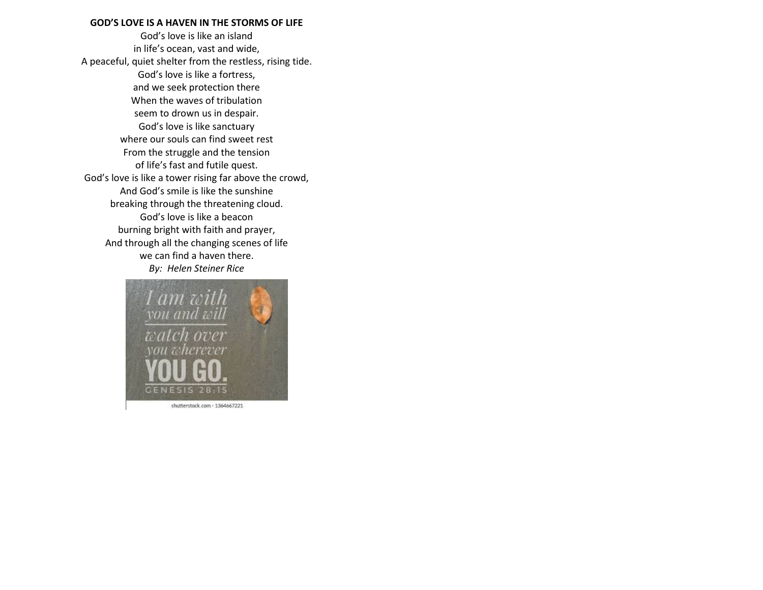**GOD'S LOVE IS A HAVEN IN THE STORMS OF LIFE**

God's love is like an island  
in life's ocean, vast and wide,  
A peaceful, quiet shelter from the restless, rising tide.  
God's love is like a fortress,  
and we seek protection there  
When the waves of tribulation  
seem to drown us in despair.  
God's love is like sanctuary  
where our souls can find sweet rest  
From the struggle and the tension  
of life's fast and futile quest.  
God's love is like a tower rising far above the crowd,  
And God's smile is like the sunshine  
breaking through the threatening cloud.  
God's love is like a beacon  
burning bright with faith and prayer,  
And through all the changing scenes of life  
we can find a haven there.

*By: Helen Steiner Rice*

I am with you and will watch over you wherever YOU GO.  
GENESIS 28:15

shutterstock.com · 1364667221